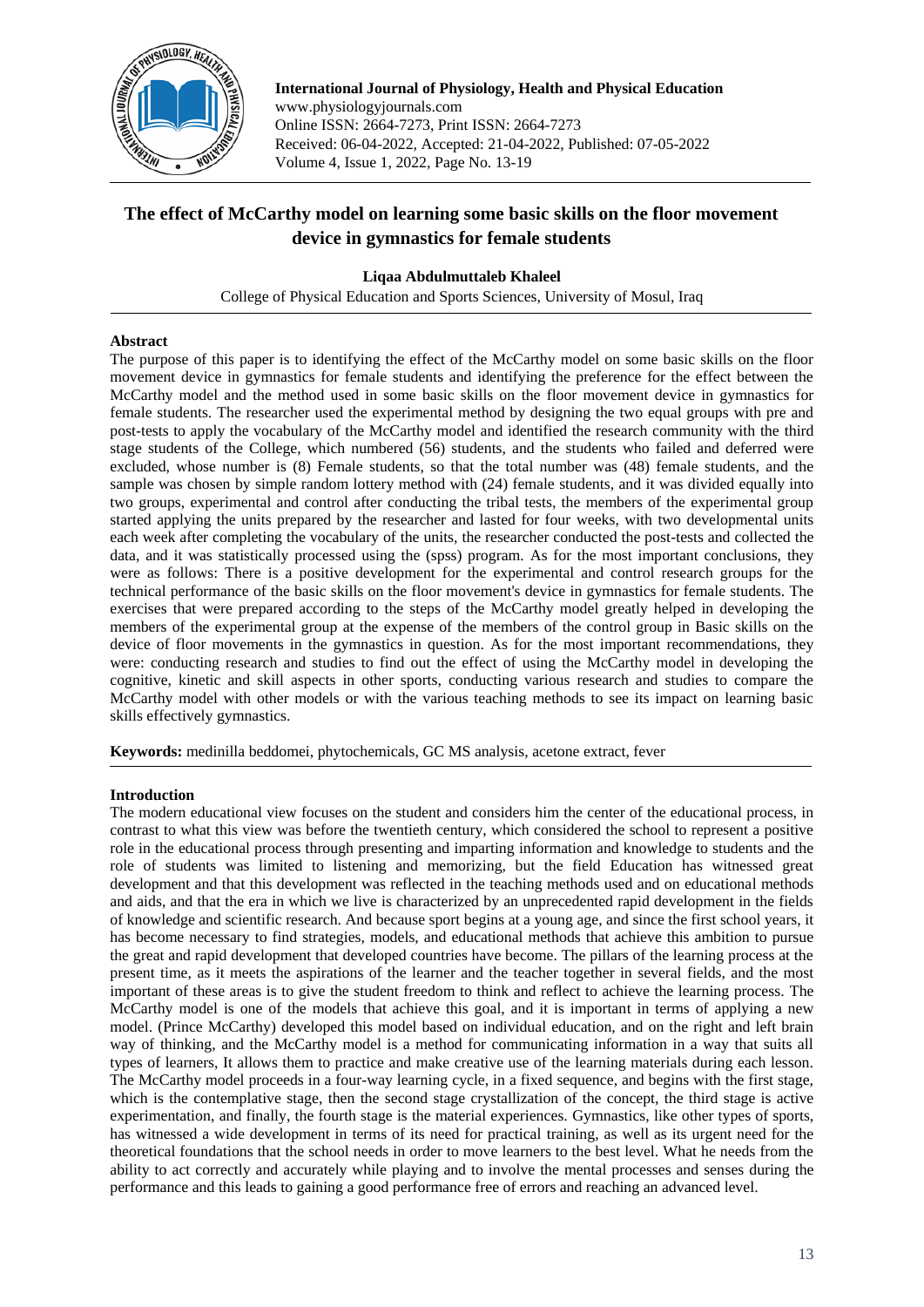# The effect of McCarthy model on learning some basic skills on the floor movement device in gymnastics for female students

**Liqaa Abdulmuttaleb Khaleel**

College of Physical Education and Sports Sciences, University of Mosul, Iraq

## Abstract

The purpose of this paper is to identifying the effect of the McCarthy model on some basic skills on the floor movement device in gymnastics for female students and identifying the preference for the effect between the McCarthy model and the method used in some basic skills on the floor movement device in gymnastics for female students. The researcher used the experimental method by designing the two equal groups with pre and post-tests to apply the vocabulary of the McCarthy model and identified the research community with the third stage students of the College, which numbered (56) students, and the students who failed and deferred were excluded, whose number is (8) Female students, so that the total number was (48) female students, and the sample was chosen by simple random lottery method with (24) female students, and it was divided equally into two groups, experimental and control after conducting the tribal tests, the members of the experimental group started applying the units prepared by the researcher and lasted for four weeks, with two developmental units each week after completing the vocabulary of the units, the researcher conducted the post-tests and collected the data, and it was statistically processed using the (spss) program. As for the most important conclusions, they were as follows: There is a positive development for the experimental and control research groups for the technical performance of the basic skills on the floor movement's device in gymnastics for female students. The exercises that were prepared according to the steps of the McCarthy model greatly helped in developing the members of the experimental group at the expense of the members of the control group in Basic skills on the device of floor movements in the gymnastics in question. As for the most important recommendations, they were: conducting research and studies to find out the effect of using the McCarthy model in developing the cognitive, kinetic and skill aspects in other sports, conducting various research and studies to compare the McCarthy model with other models or with the various teaching methods to see its impact on learning basic skills effectively gymnastics.

**Keywords:** medinilla beddomei, phytochemicals, GC MS analysis, acetone extract, fever

## Introduction

The modern educational view focuses on the student and considers him the center of the educational process, in contrast to what this view was before the twentieth century, which considered the school to represent a positive role in the educational process through presenting and imparting information and knowledge to students and the role of students was limited to listening and memorizing, but the field Education has witnessed great development and that this development was reflected in the teaching methods used and on educational methods and aids, and that the era in which we live is characterized by an unprecedented rapid development in the fields of knowledge and scientific research. And because sport begins at a young age, and since the first school years, it has become necessary to find strategies, models, and educational methods that achieve this ambition to pursue the great and rapid development that developed countries have become. The pillars of the learning process at the present time, as it meets the aspirations of the learner and the teacher together in several fields, and the most important of these areas is to give the student freedom to think and reflect to achieve the learning process. The McCarthy model is one of the models that achieve this goal, and it is important in terms of applying a new model. (Prince McCarthy) developed this model based on individual education, and on the right and left brain way of thinking, and the McCarthy model is a method for communicating information in a way that suits all types of learners, It allows them to practice and make creative use of the learning materials during each lesson. The McCarthy model proceeds in a four-way learning cycle, in a fixed sequence, and begins with the first stage, which is the contemplative stage, then the second stage crystallization of the concept, the third stage is active experimentation, and finally, the fourth stage is the material experiences. Gymnastics, like other types of sports, has witnessed a wide development in terms of its need for practical training, as well as its urgent need for the theoretical foundations that the school needs in order to move learners to the best level. What he needs from the ability to act correctly and accurately while playing and to involve the mental processes and senses during the performance and this leads to gaining a good performance free of errors and reaching an advanced level.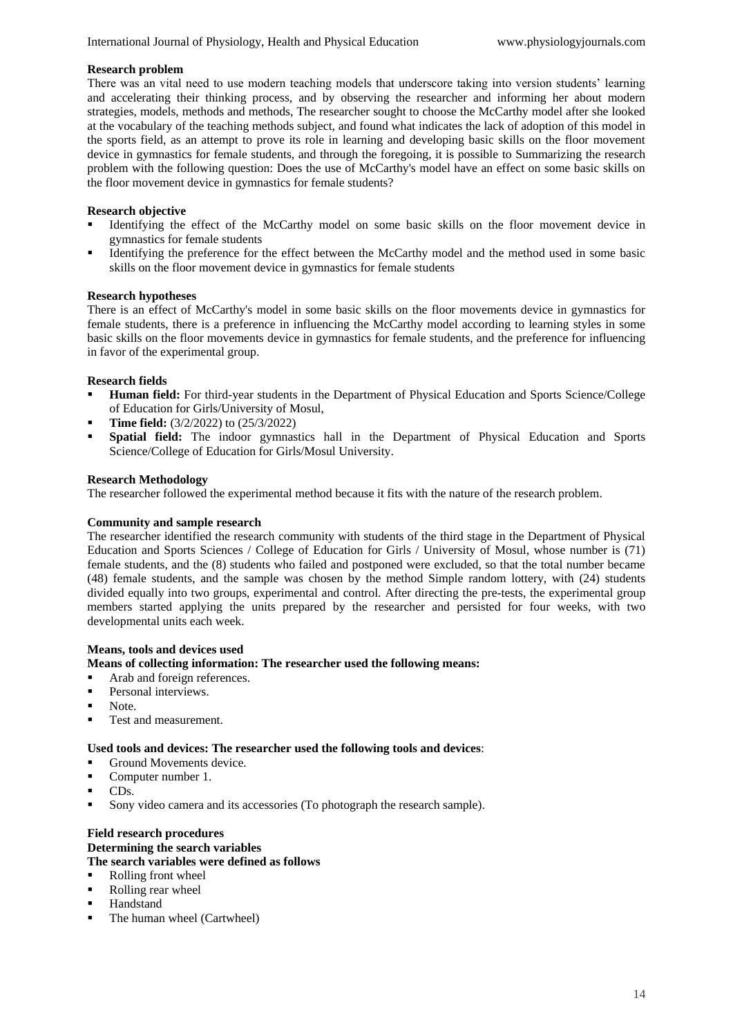### Research problem

There was an vital need to use modern teaching models that underscore taking into version students' learning and accelerating their thinking process, and by observing the researcher and informing her about modern strategies, models, methods and methods, The researcher sought to choose the McCarthy model after she looked at the vocabulary of the teaching methods subject, and found what indicates the lack of adoption of this model in the sports field, as an attempt to prove its role in learning and developing basic skills on the floor movement device in gymnastics for female students, and through the foregoing, it is possible to Summarizing the research problem with the following question: Does the use of McCarthy's model have an effect on some basic skills on the floor movement device in gymnastics for female students?

### Research objective

- Identifying the effect of the McCarthy model on some basic skills on the floor movement device in gymnastics for female students
- Identifying the preference for the effect between the McCarthy model and the method used in some basic skills on the floor movement device in gymnastics for female students

### Research hypotheses

There is an effect of McCarthy's model in some basic skills on the floor movements device in gymnastics for female students, there is a preference in influencing the McCarthy model according to learning styles in some basic skills on the floor movements device in gymnastics for female students, and the preference for influencing in favor of the experimental group.

### Research fields

- **Human field:** For third-year students in the Department of Physical Education and Sports Science/College of Education for Girls/University of Mosul,
- **Time field:** (3/2/2022) to (25/3/2022)
- **Spatial field:** The indoor gymnastics hall in the Department of Physical Education and Sports Science/College of Education for Girls/Mosul University.

### Research Methodology

The researcher followed the experimental method because it fits with the nature of the research problem.

### Community and sample research

The researcher identified the research community with students of the third stage in the Department of Physical Education and Sports Sciences / College of Education for Girls / University of Mosul, whose number is (71) female students, and the (8) students who failed and postponed were excluded, so that the total number became (48) female students, and the sample was chosen by the method Simple random lottery, with (24) students divided equally into two groups, experimental and control. After directing the pre-tests, the experimental group members started applying the units prepared by the researcher and persisted for four weeks, with two developmental units each week.

### Means, tools and devices used

**Means of collecting information: The researcher used the following means:**

- Arab and foreign references.
- Personal interviews.
- Note.
- Test and measurement.

**Used tools and devices: The researcher used the following tools and devices**:

- Ground Movements device.
- Computer number 1.
- CDs.
- Sony video camera and its accessories (To photograph the research sample).

### Field research procedures

**Determining the search variables**

**The search variables were defined as follows**

- Rolling front wheel
- Rolling rear wheel
- Handstand
- The human wheel (Cartwheel)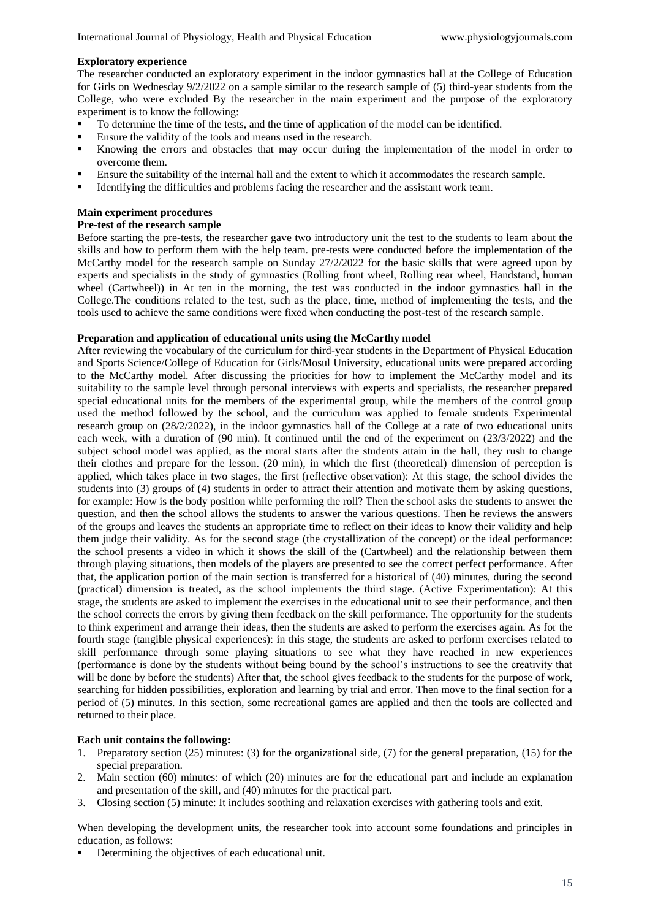**Exploratory experience**

The researcher conducted an exploratory experiment in the indoor gymnastics hall at the College of Education for Girls on Wednesday 9/2/2022 on a sample similar to the research sample of (5) third-year students from the College, who were excluded By the researcher in the main experiment and the purpose of the exploratory experiment is to know the following:

- To determine the time of the tests, and the time of application of the model can be identified.
- Ensure the validity of the tools and means used in the research.
- Knowing the errors and obstacles that may occur during the implementation of the model in order to overcome them.
- Ensure the suitability of the internal hall and the extent to which it accommodates the research sample.
- Identifying the difficulties and problems facing the researcher and the assistant work team.

**Main experiment procedures**

**Pre-test of the research sample**

Before starting the pre-tests, the researcher gave two introductory unit the test to the students to learn about the skills and how to perform them with the help team. pre-tests were conducted before the implementation of the McCarthy model for the research sample on Sunday 27/2/2022 for the basic skills that were agreed upon by experts and specialists in the study of gymnastics (Rolling front wheel, Rolling rear wheel, Handstand, human wheel (Cartwheel)) in At ten in the morning, the test was conducted in the indoor gymnastics hall in the College.The conditions related to the test, such as the place, time, method of implementing the tests, and the tools used to achieve the same conditions were fixed when conducting the post-test of the research sample.

**Preparation and application of educational units using the McCarthy model**

After reviewing the vocabulary of the curriculum for third-year students in the Department of Physical Education and Sports Science/College of Education for Girls/Mosul University, educational units were prepared according to the McCarthy model. After discussing the priorities for how to implement the McCarthy model and its suitability to the sample level through personal interviews with experts and specialists, the researcher prepared special educational units for the members of the experimental group, while the members of the control group used the method followed by the school, and the curriculum was applied to female students Experimental research group on (28/2/2022), in the indoor gymnastics hall of the College at a rate of two educational units each week, with a duration of (90 min). It continued until the end of the experiment on (23/3/2022) and the subject school model was applied, as the moral starts after the students attain in the hall, they rush to change their clothes and prepare for the lesson. (20 min), in which the first (theoretical) dimension of perception is applied, which takes place in two stages, the first (reflective observation): At this stage, the school divides the students into (3) groups of (4) students in order to attract their attention and motivate them by asking questions, for example: How is the body position while performing the roll? Then the school asks the students to answer the question, and then the school allows the students to answer the various questions. Then he reviews the answers of the groups and leaves the students an appropriate time to reflect on their ideas to know their validity and help them judge their validity. As for the second stage (the crystallization of the concept) or the ideal performance: the school presents a video in which it shows the skill of the (Cartwheel) and the relationship between them through playing situations, then models of the players are presented to see the correct perfect performance. After that, the application portion of the main section is transferred for a historical of (40) minutes, during the second (practical) dimension is treated, as the school implements the third stage. (Active Experimentation): At this stage, the students are asked to implement the exercises in the educational unit to see their performance, and then the school corrects the errors by giving them feedback on the skill performance. The opportunity for the students to think experiment and arrange their ideas, then the students are asked to perform the exercises again. As for the fourth stage (tangible physical experiences): in this stage, the students are asked to perform exercises related to skill performance through some playing situations to see what they have reached in new experiences (performance is done by the students without being bound by the school's instructions to see the creativity that will be done by before the students) After that, the school gives feedback to the students for the purpose of work, searching for hidden possibilities, exploration and learning by trial and error. Then move to the final section for a period of (5) minutes. In this section, some recreational games are applied and then the tools are collected and returned to their place.

**Each unit contains the following:**

1. Preparatory section (25) minutes: (3) for the organizational side, (7) for the general preparation, (15) for the special preparation.
2. Main section (60) minutes: of which (20) minutes are for the educational part and include an explanation and presentation of the skill, and (40) minutes for the practical part.
3. Closing section (5) minute: It includes soothing and relaxation exercises with gathering tools and exit.

When developing the development units, the researcher took into account some foundations and principles in education, as follows:

- Determining the objectives of each educational unit.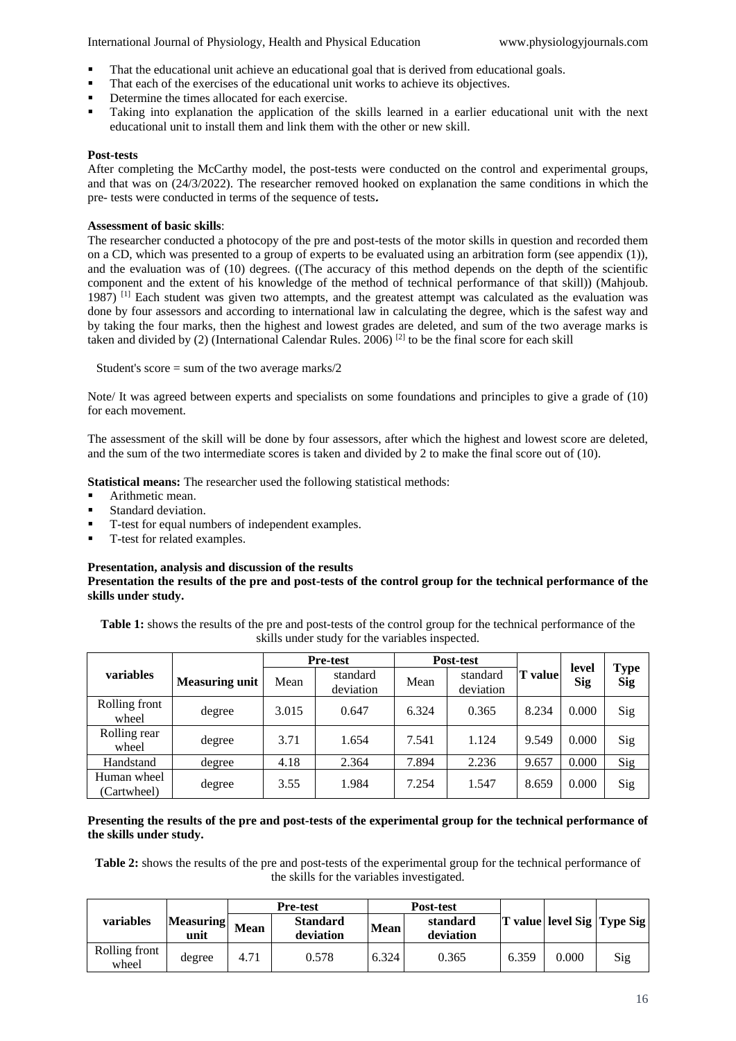- That the educational unit achieve an educational goal that is derived from educational goals.
- That each of the exercises of the educational unit works to achieve its objectives.
- Determine the times allocated for each exercise.
- Taking into explanation the application of the skills learned in a earlier educational unit with the next educational unit to install them and link them with the other or new skill.

**Post-tests**

After completing the McCarthy model, the post-tests were conducted on the control and experimental groups, and that was on (24/3/2022). The researcher removed hooked on explanation the same conditions in which the pre- tests were conducted in terms of the sequence of tests**.**

**Assessment of basic skills**:

The researcher conducted a photocopy of the pre and post-tests of the motor skills in question and recorded them on a CD, which was presented to a group of experts to be evaluated using an arbitration form (see appendix (1)), and the evaluation was of (10) degrees. ((The accuracy of this method depends on the depth of the scientific component and the extent of his knowledge of the method of technical performance of that skill)) (Mahjoub. 1987) [1] Each student was given two attempts, and the greatest attempt was calculated as the evaluation was done by four assessors and according to international law in calculating the degree, which is the safest way and by taking the four marks, then the highest and lowest grades are deleted, and sum of the two average marks is taken and divided by (2) (International Calendar Rules. 2006) [2] to be the final score for each skill

Student's score = sum of the two average marks/2

Note/ It was agreed between experts and specialists on some foundations and principles to give a grade of (10) for each movement.

The assessment of the skill will be done by four assessors, after which the highest and lowest score are deleted, and the sum of the two intermediate scores is taken and divided by 2 to make the final score out of (10).

**Statistical means:** The researcher used the following statistical methods:

- Arithmetic mean.
- Standard deviation.
- T-test for equal numbers of independent examples.
- T-test for related examples.

**Presentation, analysis and discussion of the results**

**Presentation the results of the pre and post-tests of the control group for the technical performance of the skills under study.**

**Table 1:** shows the results of the pre and post-tests of the control group for the technical performance of the skills under study for the variables inspected.

| variables | Measuring unit | Pre-test | | Post-test | | T value | level Sig | Type Sig |
|---|---|---|---|---|---|---|---|---|
| | | Mean | standard deviation | Mean | standard deviation | | | |
| Rolling front wheel | degree | 3.015 | 0.647 | 6.324 | 0.365 | 8.234 | 0.000 | Sig |
| Rolling rear wheel | degree | 3.71 | 1.654 | 7.541 | 1.124 | 9.549 | 0.000 | Sig |
| Handstand | degree | 4.18 | 2.364 | 7.894 | 2.236 | 9.657 | 0.000 | Sig |
| Human wheel (Cartwheel) | degree | 3.55 | 1.984 | 7.254 | 1.547 | 8.659 | 0.000 | Sig |

**Presenting the results of the pre and post-tests of the experimental group for the technical performance of the skills under study.**

**Table 2:** shows the results of the pre and post-tests of the experimental group for the technical performance of the skills for the variables investigated.

| variables | Measuring unit | Pre-test | | Post-test | | T value | level Sig | Type Sig |
|---|---|---|---|---|---|---|---|---|
| | | Mean | Standard deviation | Mean | standard deviation | | | |
| Rolling front wheel | degree | 4.71 | 0.578 | 6.324 | 0.365 | 6.359 | 0.000 | Sig |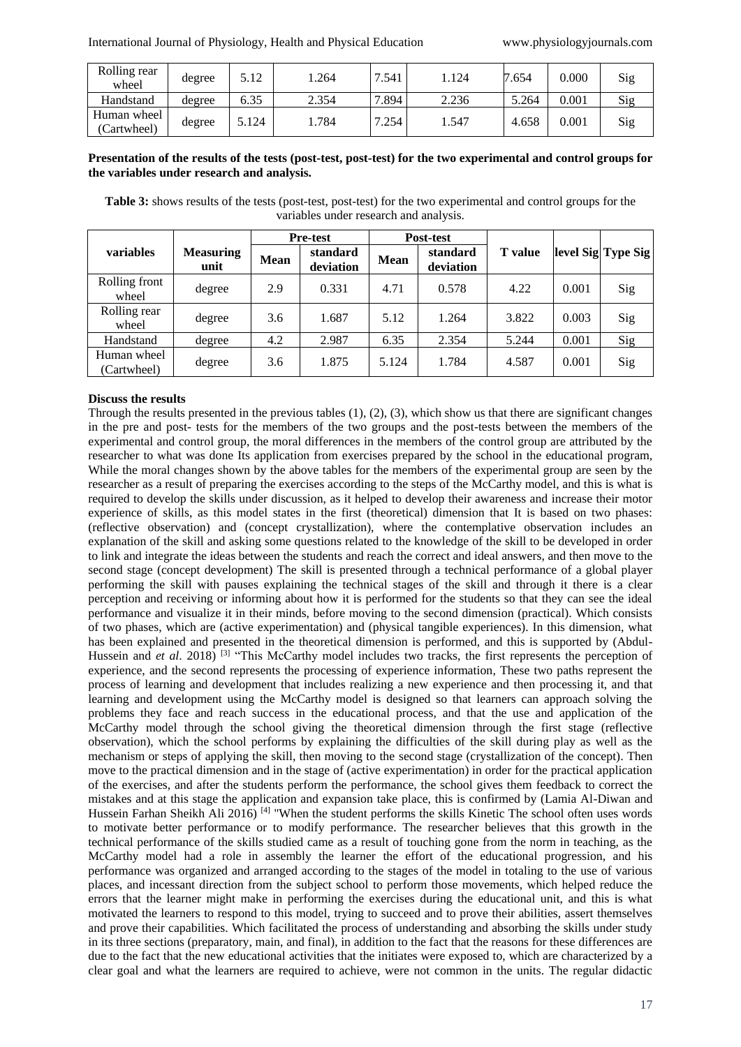| Rolling rear wheel | degree | 5.12 | 1.264 | 7.541 | 1.124 | 7.654 | 0.000 | Sig |
|---|---|---|---|---|---|---|---|---|
| Handstand | degree | 6.35 | 2.354 | 7.894 | 2.236 | 5.264 | 0.001 | Sig |
| Human wheel (Cartwheel) | degree | 5.124 | 1.784 | 7.254 | 1.547 | 4.658 | 0.001 | Sig |

**Presentation of the results of the tests (post-test, post-test) for the two experimental and control groups for the variables under research and analysis.**

**Table 3:** shows results of the tests (post-test, post-test) for the two experimental and control groups for the variables under research and analysis.

| variables | Measuring unit | Pre-test | | Post-test | | T value | level Sig | Type Sig |
|---|---|---|---|---|---|---|---|---|
| | | Mean | standard deviation | Mean | standard deviation | | | |
| Rolling front wheel | degree | 2.9 | 0.331 | 4.71 | 0.578 | 4.22 | 0.001 | Sig |
| Rolling rear wheel | degree | 3.6 | 1.687 | 5.12 | 1.264 | 3.822 | 0.003 | Sig |
| Handstand | degree | 4.2 | 2.987 | 6.35 | 2.354 | 5.244 | 0.001 | Sig |
| Human wheel (Cartwheel) | degree | 3.6 | 1.875 | 5.124 | 1.784 | 4.587 | 0.001 | Sig |

**Discuss the results**

Through the results presented in the previous tables (1), (2), (3), which show us that there are significant changes in the pre and post- tests for the members of the two groups and the post-tests between the members of the experimental and control group, the moral differences in the members of the control group are attributed by the researcher to what was done Its application from exercises prepared by the school in the educational program, While the moral changes shown by the above tables for the members of the experimental group are seen by the researcher as a result of preparing the exercises according to the steps of the McCarthy model, and this is what is required to develop the skills under discussion, as it helped to develop their awareness and increase their motor experience of skills, as this model states in the first (theoretical) dimension that It is based on two phases: (reflective observation) and (concept crystallization), where the contemplative observation includes an explanation of the skill and asking some questions related to the knowledge of the skill to be developed in order to link and integrate the ideas between the students and reach the correct and ideal answers, and then move to the second stage (concept development) The skill is presented through a technical performance of a global player performing the skill with pauses explaining the technical stages of the skill and through it there is a clear perception and receiving or informing about how it is performed for the students so that they can see the ideal performance and visualize it in their minds, before moving to the second dimension (practical). Which consists of two phases, which are (active experimentation) and (physical tangible experiences). In this dimension, what has been explained and presented in the theoretical dimension is performed, and this is supported by (Abdul-Hussein and *et al*. 2018) [3] "This McCarthy model includes two tracks, the first represents the perception of experience, and the second represents the processing of experience information, These two paths represent the process of learning and development that includes realizing a new experience and then processing it, and that learning and development using the McCarthy model is designed so that learners can approach solving the problems they face and reach success in the educational process, and that the use and application of the McCarthy model through the school giving the theoretical dimension through the first stage (reflective observation), which the school performs by explaining the difficulties of the skill during play as well as the mechanism or steps of applying the skill, then moving to the second stage (crystallization of the concept). Then move to the practical dimension and in the stage of (active experimentation) in order for the practical application of the exercises, and after the students perform the performance, the school gives them feedback to correct the mistakes and at this stage the application and expansion take place, this is confirmed by (Lamia Al-Diwan and Hussein Farhan Sheikh Ali 2016) [4] "When the student performs the skills Kinetic The school often uses words to motivate better performance or to modify performance. The researcher believes that this growth in the technical performance of the skills studied came as a result of touching gone from the norm in teaching, as the McCarthy model had a role in assembly the learner the effort of the educational progression, and his performance was organized and arranged according to the stages of the model in totaling to the use of various places, and incessant direction from the subject school to perform those movements, which helped reduce the errors that the learner might make in performing the exercises during the educational unit, and this is what motivated the learners to respond to this model, trying to succeed and to prove their abilities, assert themselves and prove their capabilities. Which facilitated the process of understanding and absorbing the skills under study in its three sections (preparatory, main, and final), in addition to the fact that the reasons for these differences are due to the fact that the new educational activities that the initiates were exposed to, which are characterized by a clear goal and what the learners are required to achieve, were not common in the units. The regular didactic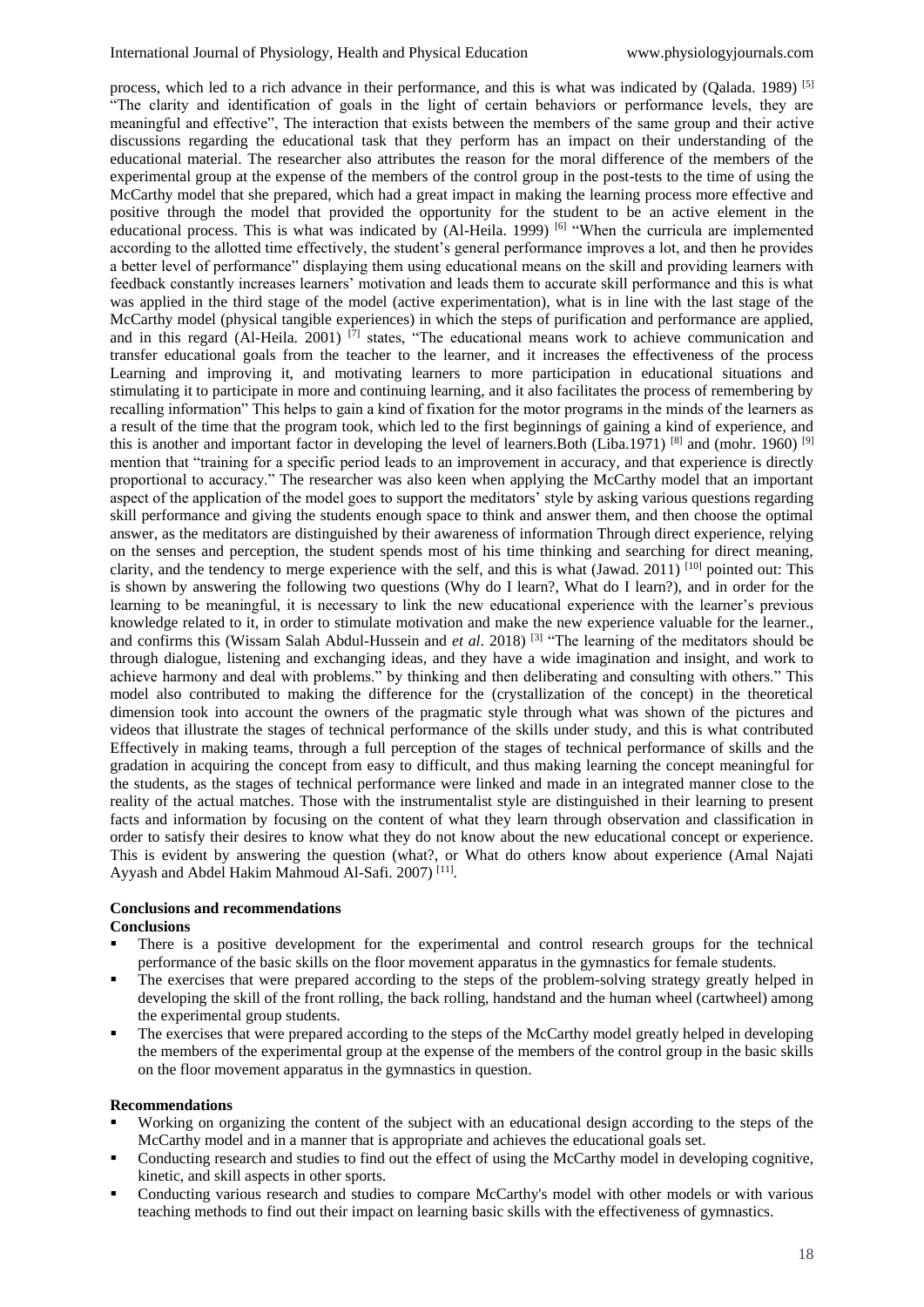process, which led to a rich advance in their performance, and this is what was indicated by (Qalada. 1989) [5] "The clarity and identification of goals in the light of certain behaviors or performance levels, they are meaningful and effective", The interaction that exists between the members of the same group and their active discussions regarding the educational task that they perform has an impact on their understanding of the educational material. The researcher also attributes the reason for the moral difference of the members of the experimental group at the expense of the members of the control group in the post-tests to the time of using the McCarthy model that she prepared, which had a great impact in making the learning process more effective and positive through the model that provided the opportunity for the student to be an active element in the educational process. This is what was indicated by (Al-Heila. 1999) [6] "When the curricula are implemented according to the allotted time effectively, the student's general performance improves a lot, and then he provides a better level of performance" displaying them using educational means on the skill and providing learners with feedback constantly increases learners' motivation and leads them to accurate skill performance and this is what was applied in the third stage of the model (active experimentation), what is in line with the last stage of the McCarthy model (physical tangible experiences) in which the steps of purification and performance are applied, and in this regard (Al-Heila. 2001) [7] states, "The educational means work to achieve communication and transfer educational goals from the teacher to the learner, and it increases the effectiveness of the process Learning and improving it, and motivating learners to more participation in educational situations and stimulating it to participate in more and continuing learning, and it also facilitates the process of remembering by recalling information" This helps to gain a kind of fixation for the motor programs in the minds of the learners as a result of the time that the program took, which led to the first beginnings of gaining a kind of experience, and this is another and important factor in developing the level of learners.Both (Liba.1971) [8] and (mohr. 1960) [9] mention that "training for a specific period leads to an improvement in accuracy, and that experience is directly proportional to accuracy." The researcher was also keen when applying the McCarthy model that an important aspect of the application of the model goes to support the meditators' style by asking various questions regarding skill performance and giving the students enough space to think and answer them, and then choose the optimal answer, as the meditators are distinguished by their awareness of information Through direct experience, relying on the senses and perception, the student spends most of his time thinking and searching for direct meaning, clarity, and the tendency to merge experience with the self, and this is what (Jawad. 2011) [10] pointed out: This is shown by answering the following two questions (Why do I learn?, What do I learn?), and in order for the learning to be meaningful, it is necessary to link the new educational experience with the learner's previous knowledge related to it, in order to stimulate motivation and make the new experience valuable for the learner., and confirms this (Wissam Salah Abdul-Hussein and *et al*. 2018) [3] "The learning of the meditators should be through dialogue, listening and exchanging ideas, and they have a wide imagination and insight, and work to achieve harmony and deal with problems." by thinking and then deliberating and consulting with others." This model also contributed to making the difference for the (crystallization of the concept) in the theoretical dimension took into account the owners of the pragmatic style through what was shown of the pictures and videos that illustrate the stages of technical performance of the skills under study, and this is what contributed Effectively in making teams, through a full perception of the stages of technical performance of skills and the gradation in acquiring the concept from easy to difficult, and thus making learning the concept meaningful for the students, as the stages of technical performance were linked and made in an integrated manner close to the reality of the actual matches. Those with the instrumentalist style are distinguished in their learning to present facts and information by focusing on the content of what they learn through observation and classification in order to satisfy their desires to know what they do not know about the new educational concept or experience. This is evident by answering the question (what?, or What do others know about experience (Amal Najati Ayyash and Abdel Hakim Mahmoud Al-Safi. 2007) [11].

## Conclusions and recommendations

### Conclusions

- There is a positive development for the experimental and control research groups for the technical performance of the basic skills on the floor movement apparatus in the gymnastics for female students.
- The exercises that were prepared according to the steps of the problem-solving strategy greatly helped in developing the skill of the front rolling, the back rolling, handstand and the human wheel (cartwheel) among the experimental group students.
- The exercises that were prepared according to the steps of the McCarthy model greatly helped in developing the members of the experimental group at the expense of the members of the control group in the basic skills on the floor movement apparatus in the gymnastics in question.

### Recommendations

- Working on organizing the content of the subject with an educational design according to the steps of the McCarthy model and in a manner that is appropriate and achieves the educational goals set.
- Conducting research and studies to find out the effect of using the McCarthy model in developing cognitive, kinetic, and skill aspects in other sports.
- Conducting various research and studies to compare McCarthy's model with other models or with various teaching methods to find out their impact on learning basic skills with the effectiveness of gymnastics.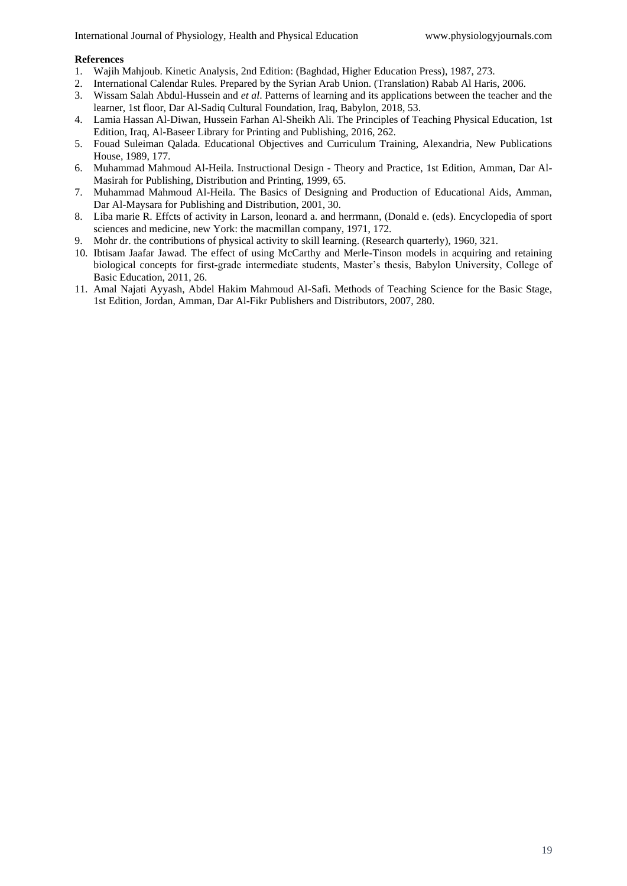**References**

1. Wajih Mahjoub. Kinetic Analysis, 2nd Edition: (Baghdad, Higher Education Press), 1987, 273.
2. International Calendar Rules. Prepared by the Syrian Arab Union. (Translation) Rabab Al Haris, 2006.
3. Wissam Salah Abdul-Hussein and *et al*. Patterns of learning and its applications between the teacher and the learner, 1st floor, Dar Al-Sadiq Cultural Foundation, Iraq, Babylon, 2018, 53.
4. Lamia Hassan Al-Diwan, Hussein Farhan Al-Sheikh Ali. The Principles of Teaching Physical Education, 1st Edition, Iraq, Al-Baseer Library for Printing and Publishing, 2016, 262.
5. Fouad Suleiman Qalada. Educational Objectives and Curriculum Training, Alexandria, New Publications House, 1989, 177.
6. Muhammad Mahmoud Al-Heila. Instructional Design - Theory and Practice, 1st Edition, Amman, Dar Al-Masirah for Publishing, Distribution and Printing, 1999, 65.
7. Muhammad Mahmoud Al-Heila. The Basics of Designing and Production of Educational Aids, Amman, Dar Al-Maysara for Publishing and Distribution, 2001, 30.
8. Liba marie R. Effcts of activity in Larson, leonard a. and herrmann, (Donald e. (eds). Encyclopedia of sport sciences and medicine, new York: the macmillan company, 1971, 172.
9. Mohr dr. the contributions of physical activity to skill learning. (Research quarterly), 1960, 321.
10. Ibtisam Jaafar Jawad. The effect of using McCarthy and Merle-Tinson models in acquiring and retaining biological concepts for first-grade intermediate students, Master's thesis, Babylon University, College of Basic Education, 2011, 26.
11. Amal Najati Ayyash, Abdel Hakim Mahmoud Al-Safi. Methods of Teaching Science for the Basic Stage, 1st Edition, Jordan, Amman, Dar Al-Fikr Publishers and Distributors, 2007, 280.